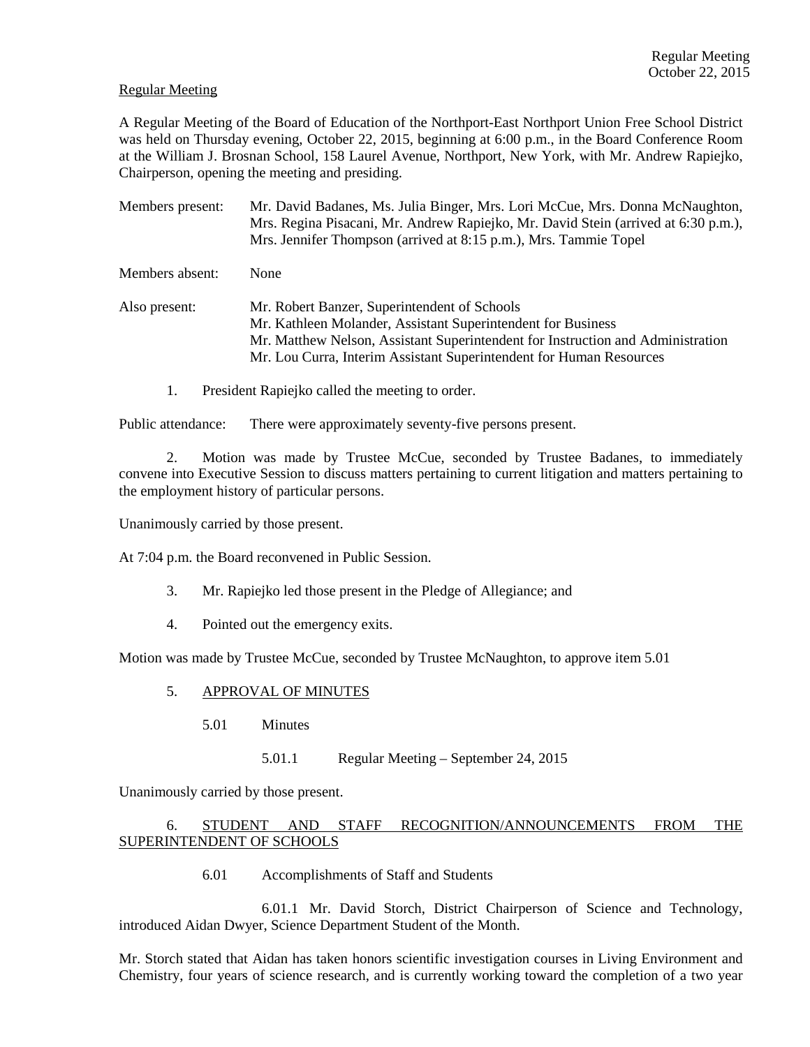Regular Meeting

A Regular Meeting of the Board of Education of the Northport-East Northport Union Free School District was held on Thursday evening, October 22, 2015, beginning at 6:00 p.m., in the Board Conference Room at the William J. Brosnan School, 158 Laurel Avenue, Northport, New York, with Mr. Andrew Rapiejko, Chairperson, opening the meeting and presiding.

Members present: Mr. David Badanes, Ms. Julia Binger, Mrs. Lori McCue, Mrs. Donna McNaughton, Mrs. Regina Pisacani, Mr. Andrew Rapiejko, Mr. David Stein (arrived at 6:30 p.m.), Mrs. Jennifer Thompson (arrived at 8:15 p.m.), Mrs. Tammie Topel

Members absent: None

Also present: Mr. Robert Banzer, Superintendent of Schools
Mr. Kathleen Molander, Assistant Superintendent for Business
Mr. Matthew Nelson, Assistant Superintendent for Instruction and Administration
Mr. Lou Curra, Interim Assistant Superintendent for Human Resources

1. President Rapiejko called the meeting to order.

Public attendance: There were approximately seventy-five persons present.

2. Motion was made by Trustee McCue, seconded by Trustee Badanes, to immediately convene into Executive Session to discuss matters pertaining to current litigation and matters pertaining to the employment history of particular persons.

Unanimously carried by those present.

At 7:04 p.m. the Board reconvened in Public Session.

3. Mr. Rapiejko led those present in the Pledge of Allegiance; and

4. Pointed out the emergency exits.

Motion was made by Trustee McCue, seconded by Trustee McNaughton, to approve item 5.01

5. APPROVAL OF MINUTES

5.01 Minutes

5.01.1 Regular Meeting – September 24, 2015

Unanimously carried by those present.

6. STUDENT AND STAFF RECOGNITION/ANNOUNCEMENTS FROM THE SUPERINTENDENT OF SCHOOLS

6.01 Accomplishments of Staff and Students

6.01.1 Mr. David Storch, District Chairperson of Science and Technology, introduced Aidan Dwyer, Science Department Student of the Month.

Mr. Storch stated that Aidan has taken honors scientific investigation courses in Living Environment and Chemistry, four years of science research, and is currently working toward the completion of a two year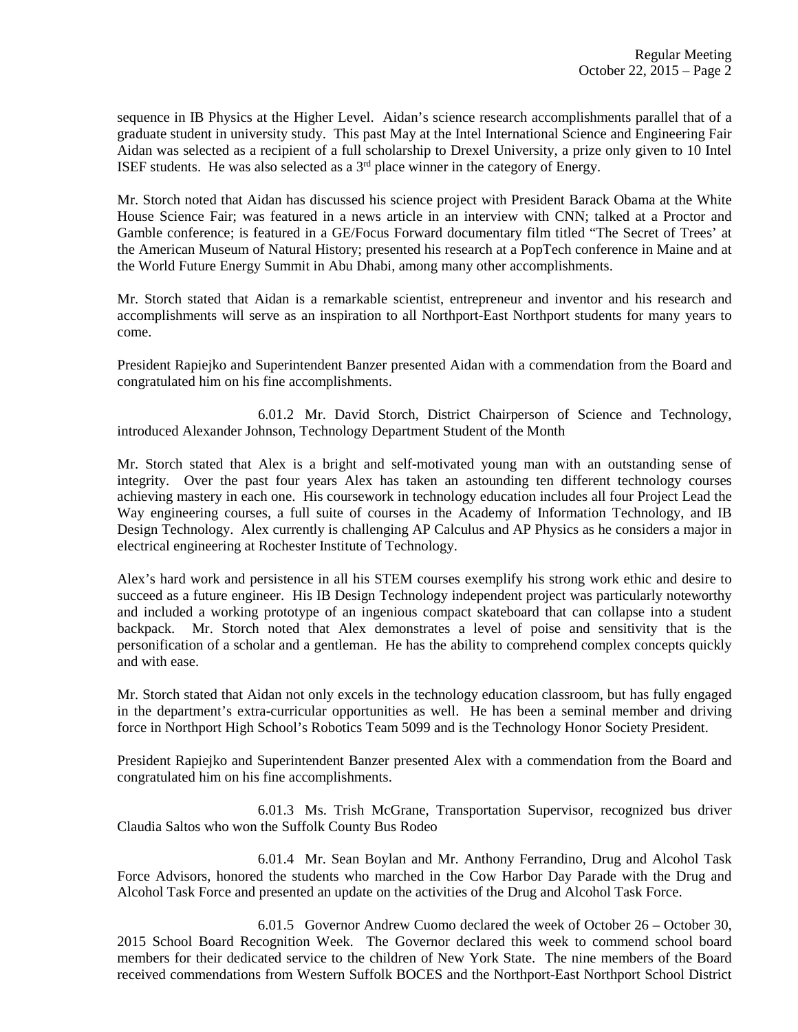sequence in IB Physics at the Higher Level. Aidan's science research accomplishments parallel that of a graduate student in university study. This past May at the Intel International Science and Engineering Fair Aidan was selected as a recipient of a full scholarship to Drexel University, a prize only given to 10 Intel ISEF students. He was also selected as a 3rd place winner in the category of Energy.

Mr. Storch noted that Aidan has discussed his science project with President Barack Obama at the White House Science Fair; was featured in a news article in an interview with CNN; talked at a Proctor and Gamble conference; is featured in a GE/Focus Forward documentary film titled "The Secret of Trees' at the American Museum of Natural History; presented his research at a PopTech conference in Maine and at the World Future Energy Summit in Abu Dhabi, among many other accomplishments.

Mr. Storch stated that Aidan is a remarkable scientist, entrepreneur and inventor and his research and accomplishments will serve as an inspiration to all Northport-East Northport students for many years to come.

President Rapiejko and Superintendent Banzer presented Aidan with a commendation from the Board and congratulated him on his fine accomplishments.

6.01.2 Mr. David Storch, District Chairperson of Science and Technology, introduced Alexander Johnson, Technology Department Student of the Month

Mr. Storch stated that Alex is a bright and self-motivated young man with an outstanding sense of integrity. Over the past four years Alex has taken an astounding ten different technology courses achieving mastery in each one. His coursework in technology education includes all four Project Lead the Way engineering courses, a full suite of courses in the Academy of Information Technology, and IB Design Technology. Alex currently is challenging AP Calculus and AP Physics as he considers a major in electrical engineering at Rochester Institute of Technology.

Alex's hard work and persistence in all his STEM courses exemplify his strong work ethic and desire to succeed as a future engineer. His IB Design Technology independent project was particularly noteworthy and included a working prototype of an ingenious compact skateboard that can collapse into a student backpack. Mr. Storch noted that Alex demonstrates a level of poise and sensitivity that is the personification of a scholar and a gentleman. He has the ability to comprehend complex concepts quickly and with ease.

Mr. Storch stated that Aidan not only excels in the technology education classroom, but has fully engaged in the department's extra-curricular opportunities as well. He has been a seminal member and driving force in Northport High School's Robotics Team 5099 and is the Technology Honor Society President.

President Rapiejko and Superintendent Banzer presented Alex with a commendation from the Board and congratulated him on his fine accomplishments.

6.01.3 Ms. Trish McGrane, Transportation Supervisor, recognized bus driver Claudia Saltos who won the Suffolk County Bus Rodeo

6.01.4 Mr. Sean Boylan and Mr. Anthony Ferrandino, Drug and Alcohol Task Force Advisors, honored the students who marched in the Cow Harbor Day Parade with the Drug and Alcohol Task Force and presented an update on the activities of the Drug and Alcohol Task Force.

6.01.5 Governor Andrew Cuomo declared the week of October 26 – October 30, 2015 School Board Recognition Week. The Governor declared this week to commend school board members for their dedicated service to the children of New York State. The nine members of the Board received commendations from Western Suffolk BOCES and the Northport-East Northport School District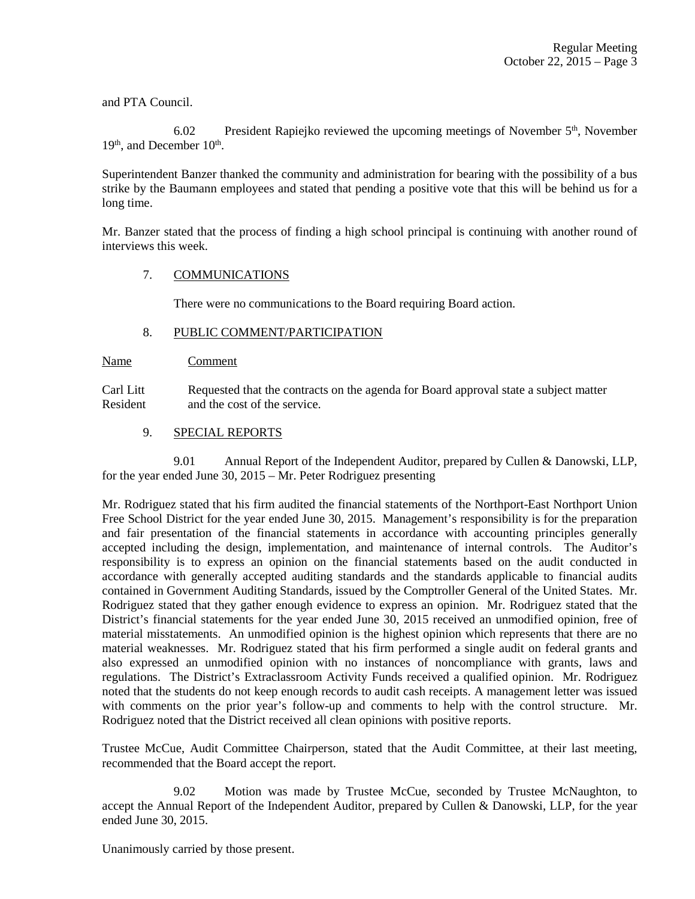and PTA Council.

6.02 President Rapiejko reviewed the upcoming meetings of November 5th, November 19th, and December 10th.

Superintendent Banzer thanked the community and administration for bearing with the possibility of a bus strike by the Baumann employees and stated that pending a positive vote that this will be behind us for a long time.

Mr. Banzer stated that the process of finding a high school principal is continuing with another round of interviews this week.

7. COMMUNICATIONS

There were no communications to the Board requiring Board action.

8. PUBLIC COMMENT/PARTICIPATION

| Name | Comment |
|---|---|
| Carl Litt<br>Resident | Requested that the contracts on the agenda for Board approval state a subject matter and the cost of the service. |

9. SPECIAL REPORTS

9.01 Annual Report of the Independent Auditor, prepared by Cullen & Danowski, LLP, for the year ended June 30, 2015 – Mr. Peter Rodriguez presenting

Mr. Rodriguez stated that his firm audited the financial statements of the Northport-East Northport Union Free School District for the year ended June 30, 2015. Management's responsibility is for the preparation and fair presentation of the financial statements in accordance with accounting principles generally accepted including the design, implementation, and maintenance of internal controls. The Auditor's responsibility is to express an opinion on the financial statements based on the audit conducted in accordance with generally accepted auditing standards and the standards applicable to financial audits contained in Government Auditing Standards, issued by the Comptroller General of the United States. Mr. Rodriguez stated that they gather enough evidence to express an opinion. Mr. Rodriguez stated that the District's financial statements for the year ended June 30, 2015 received an unmodified opinion, free of material misstatements. An unmodified opinion is the highest opinion which represents that there are no material weaknesses. Mr. Rodriguez stated that his firm performed a single audit on federal grants and also expressed an unmodified opinion with no instances of noncompliance with grants, laws and regulations. The District's Extraclassroom Activity Funds received a qualified opinion. Mr. Rodriguez noted that the students do not keep enough records to audit cash receipts. A management letter was issued with comments on the prior year's follow-up and comments to help with the control structure. Mr. Rodriguez noted that the District received all clean opinions with positive reports.

Trustee McCue, Audit Committee Chairperson, stated that the Audit Committee, at their last meeting, recommended that the Board accept the report.

9.02 Motion was made by Trustee McCue, seconded by Trustee McNaughton, to accept the Annual Report of the Independent Auditor, prepared by Cullen & Danowski, LLP, for the year ended June 30, 2015.

Unanimously carried by those present.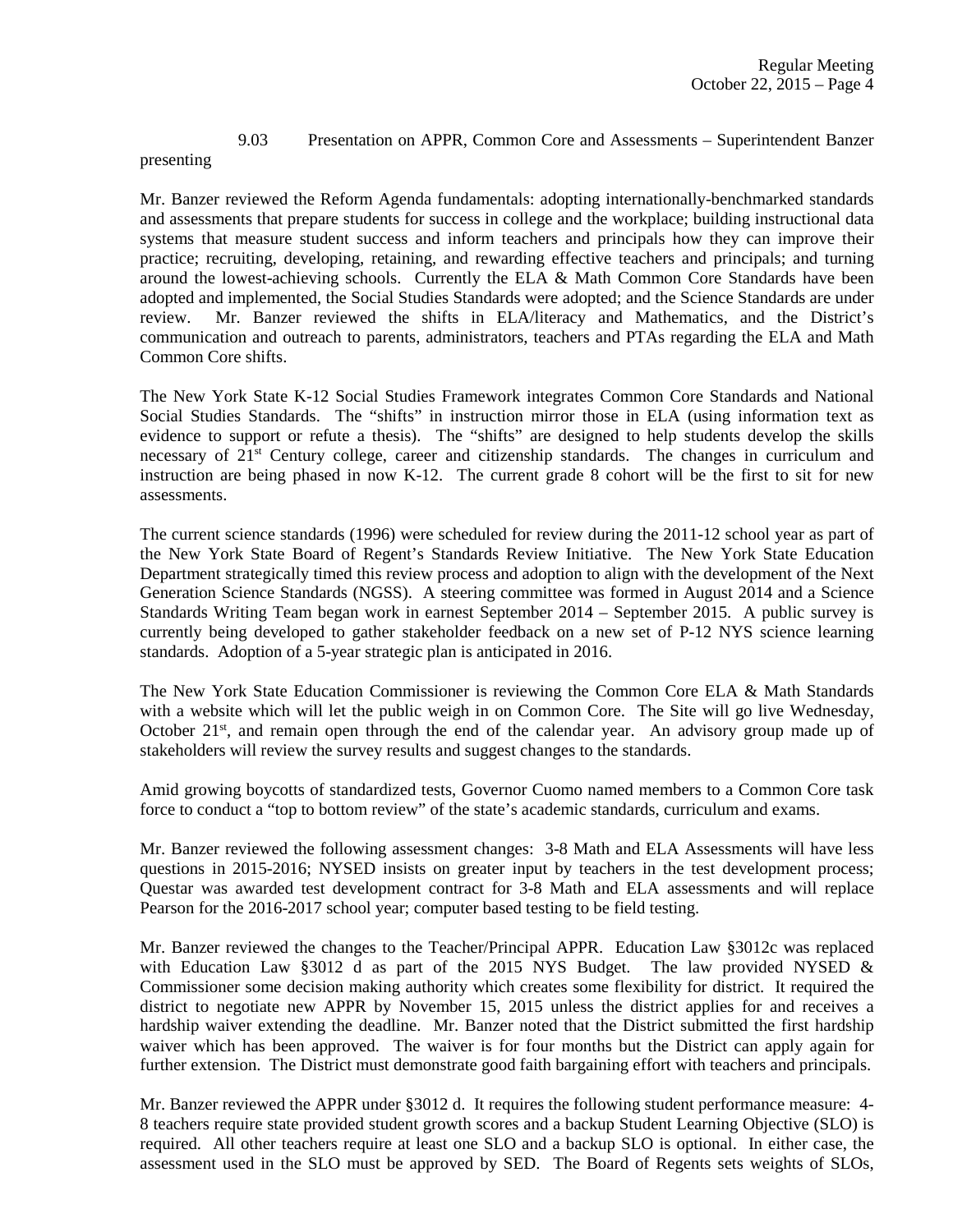9.03 Presentation on APPR, Common Core and Assessments – Superintendent Banzer presenting

Mr. Banzer reviewed the Reform Agenda fundamentals: adopting internationally-benchmarked standards and assessments that prepare students for success in college and the workplace; building instructional data systems that measure student success and inform teachers and principals how they can improve their practice; recruiting, developing, retaining, and rewarding effective teachers and principals; and turning around the lowest-achieving schools. Currently the ELA & Math Common Core Standards have been adopted and implemented, the Social Studies Standards were adopted; and the Science Standards are under review. Mr. Banzer reviewed the shifts in ELA/literacy and Mathematics, and the District's communication and outreach to parents, administrators, teachers and PTAs regarding the ELA and Math Common Core shifts.

The New York State K-12 Social Studies Framework integrates Common Core Standards and National Social Studies Standards. The "shifts" in instruction mirror those in ELA (using information text as evidence to support or refute a thesis). The "shifts" are designed to help students develop the skills necessary of 21st Century college, career and citizenship standards. The changes in curriculum and instruction are being phased in now K-12. The current grade 8 cohort will be the first to sit for new assessments.

The current science standards (1996) were scheduled for review during the 2011-12 school year as part of the New York State Board of Regent's Standards Review Initiative. The New York State Education Department strategically timed this review process and adoption to align with the development of the Next Generation Science Standards (NGSS). A steering committee was formed in August 2014 and a Science Standards Writing Team began work in earnest September 2014 – September 2015. A public survey is currently being developed to gather stakeholder feedback on a new set of P-12 NYS science learning standards. Adoption of a 5-year strategic plan is anticipated in 2016.

The New York State Education Commissioner is reviewing the Common Core ELA & Math Standards with a website which will let the public weigh in on Common Core. The Site will go live Wednesday, October 21st, and remain open through the end of the calendar year. An advisory group made up of stakeholders will review the survey results and suggest changes to the standards.

Amid growing boycotts of standardized tests, Governor Cuomo named members to a Common Core task force to conduct a "top to bottom review" of the state's academic standards, curriculum and exams.

Mr. Banzer reviewed the following assessment changes: 3-8 Math and ELA Assessments will have less questions in 2015-2016; NYSED insists on greater input by teachers in the test development process; Questar was awarded test development contract for 3-8 Math and ELA assessments and will replace Pearson for the 2016-2017 school year; computer based testing to be field testing.

Mr. Banzer reviewed the changes to the Teacher/Principal APPR. Education Law §3012c was replaced with Education Law §3012 d as part of the 2015 NYS Budget. The law provided NYSED & Commissioner some decision making authority which creates some flexibility for district. It required the district to negotiate new APPR by November 15, 2015 unless the district applies for and receives a hardship waiver extending the deadline. Mr. Banzer noted that the District submitted the first hardship waiver which has been approved. The waiver is for four months but the District can apply again for further extension. The District must demonstrate good faith bargaining effort with teachers and principals.

Mr. Banzer reviewed the APPR under §3012 d. It requires the following student performance measure: 4-8 teachers require state provided student growth scores and a backup Student Learning Objective (SLO) is required. All other teachers require at least one SLO and a backup SLO is optional. In either case, the assessment used in the SLO must be approved by SED. The Board of Regents sets weights of SLOs,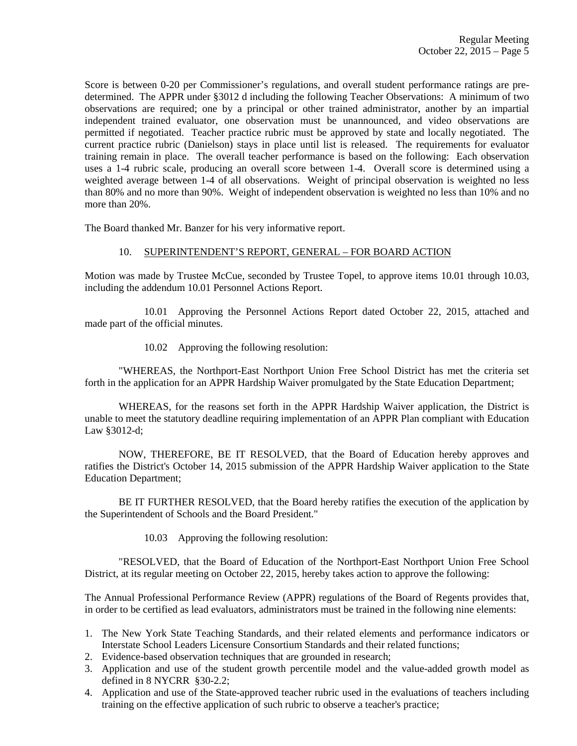Score is between 0-20 per Commissioner's regulations, and overall student performance ratings are pre-determined. The APPR under §3012 d including the following Teacher Observations: A minimum of two observations are required; one by a principal or other trained administrator, another by an impartial independent trained evaluator, one observation must be unannounced, and video observations are permitted if negotiated. Teacher practice rubric must be approved by state and locally negotiated. The current practice rubric (Danielson) stays in place until list is released. The requirements for evaluator training remain in place. The overall teacher performance is based on the following: Each observation uses a 1-4 rubric scale, producing an overall score between 1-4. Overall score is determined using a weighted average between 1-4 of all observations. Weight of principal observation is weighted no less than 80% and no more than 90%. Weight of independent observation is weighted no less than 10% and no more than 20%.

The Board thanked Mr. Banzer for his very informative report.

10. <u>SUPERINTENDENT'S REPORT, GENERAL – FOR BOARD ACTION</u>

Motion was made by Trustee McCue, seconded by Trustee Topel, to approve items 10.01 through 10.03, including the addendum 10.01 Personnel Actions Report.

10.01 Approving the Personnel Actions Report dated October 22, 2015, attached and made part of the official minutes.

10.02 Approving the following resolution:

"WHEREAS, the Northport-East Northport Union Free School District has met the criteria set forth in the application for an APPR Hardship Waiver promulgated by the State Education Department;

WHEREAS, for the reasons set forth in the APPR Hardship Waiver application, the District is unable to meet the statutory deadline requiring implementation of an APPR Plan compliant with Education Law §3012-d;

NOW, THEREFORE, BE IT RESOLVED, that the Board of Education hereby approves and ratifies the District's October 14, 2015 submission of the APPR Hardship Waiver application to the State Education Department;

BE IT FURTHER RESOLVED, that the Board hereby ratifies the execution of the application by the Superintendent of Schools and the Board President."

10.03 Approving the following resolution:

"RESOLVED, that the Board of Education of the Northport-East Northport Union Free School District, at its regular meeting on October 22, 2015, hereby takes action to approve the following:

The Annual Professional Performance Review (APPR) regulations of the Board of Regents provides that, in order to be certified as lead evaluators, administrators must be trained in the following nine elements:

1. The New York State Teaching Standards, and their related elements and performance indicators or Interstate School Leaders Licensure Consortium Standards and their related functions;
2. Evidence-based observation techniques that are grounded in research;
3. Application and use of the student growth percentile model and the value-added growth model as defined in 8 NYCRR §30-2.2;
4. Application and use of the State-approved teacher rubric used in the evaluations of teachers including training on the effective application of such rubric to observe a teacher's practice;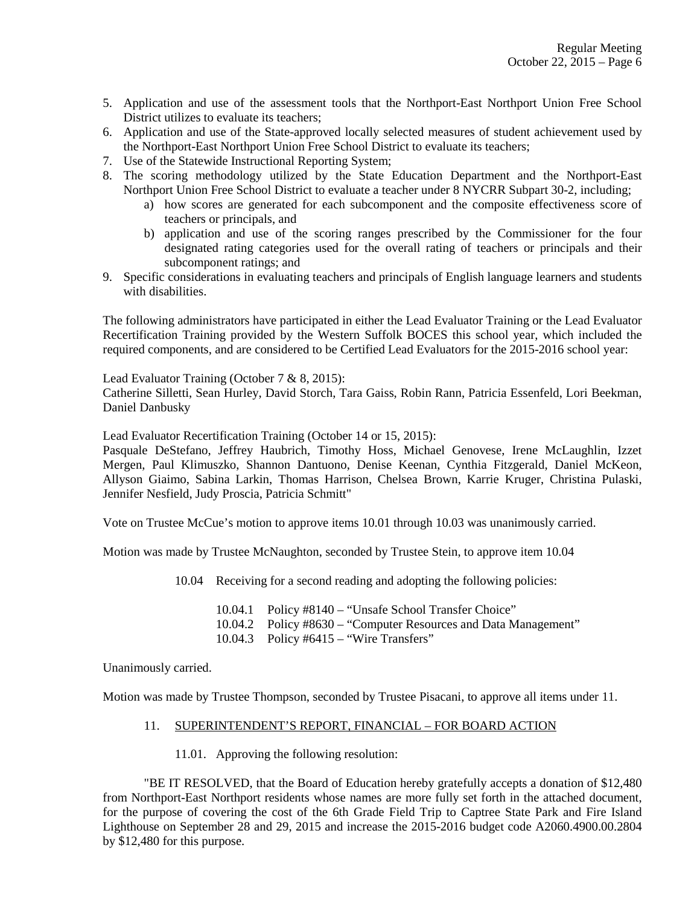5. Application and use of the assessment tools that the Northport-East Northport Union Free School District utilizes to evaluate its teachers;
6. Application and use of the State-approved locally selected measures of student achievement used by the Northport-East Northport Union Free School District to evaluate its teachers;
7. Use of the Statewide Instructional Reporting System;
8. The scoring methodology utilized by the State Education Department and the Northport-East Northport Union Free School District to evaluate a teacher under 8 NYCRR Subpart 30-2, including;
   a) how scores are generated for each subcomponent and the composite effectiveness score of teachers or principals, and
   b) application and use of the scoring ranges prescribed by the Commissioner for the four designated rating categories used for the overall rating of teachers or principals and their subcomponent ratings; and
9. Specific considerations in evaluating teachers and principals of English language learners and students with disabilities.

The following administrators have participated in either the Lead Evaluator Training or the Lead Evaluator Recertification Training provided by the Western Suffolk BOCES this school year, which included the required components, and are considered to be Certified Lead Evaluators for the 2015-2016 school year:

Lead Evaluator Training (October 7 & 8, 2015):
Catherine Silletti, Sean Hurley, David Storch, Tara Gaiss, Robin Rann, Patricia Essenfeld, Lori Beekman, Daniel Danbusky

Lead Evaluator Recertification Training (October 14 or 15, 2015):
Pasquale DeStefano, Jeffrey Haubrich, Timothy Hoss, Michael Genovese, Irene McLaughlin, Izzet Mergen, Paul Klimuszko, Shannon Dantuono, Denise Keenan, Cynthia Fitzgerald, Daniel McKeon, Allyson Giaimo, Sabina Larkin, Thomas Harrison, Chelsea Brown, Karrie Kruger, Christina Pulaski, Jennifer Nesfield, Judy Proscia, Patricia Schmitt"

Vote on Trustee McCue's motion to approve items 10.01 through 10.03 was unanimously carried.

Motion was made by Trustee McNaughton, seconded by Trustee Stein, to approve item 10.04

10.04 Receiving for a second reading and adopting the following policies:

10.04.1 Policy #8140 – "Unsafe School Transfer Choice"
10.04.2 Policy #8630 – "Computer Resources and Data Management"
10.04.3 Policy #6415 – "Wire Transfers"

Unanimously carried.

Motion was made by Trustee Thompson, seconded by Trustee Pisacani, to approve all items under 11.

11. SUPERINTENDENT'S REPORT, FINANCIAL – FOR BOARD ACTION

11.01. Approving the following resolution:

"BE IT RESOLVED, that the Board of Education hereby gratefully accepts a donation of $12,480 from Northport-East Northport residents whose names are more fully set forth in the attached document, for the purpose of covering the cost of the 6th Grade Field Trip to Captree State Park and Fire Island Lighthouse on September 28 and 29, 2015 and increase the 2015-2016 budget code A2060.4900.00.2804 by $12,480 for this purpose.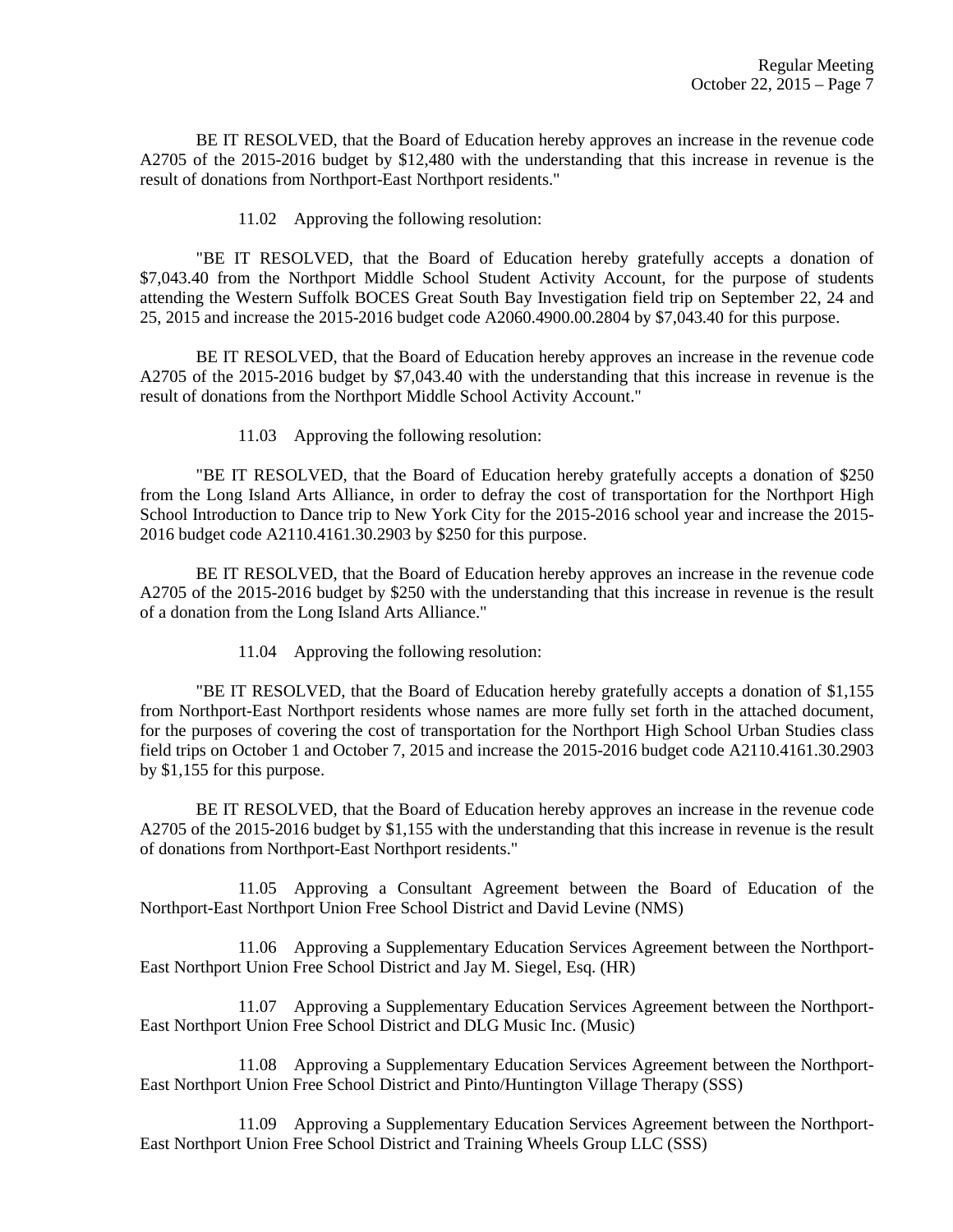BE IT RESOLVED, that the Board of Education hereby approves an increase in the revenue code A2705 of the 2015-2016 budget by $12,480 with the understanding that this increase in revenue is the result of donations from Northport-East Northport residents."

11.02 Approving the following resolution:

"BE IT RESOLVED, that the Board of Education hereby gratefully accepts a donation of $7,043.40 from the Northport Middle School Student Activity Account, for the purpose of students attending the Western Suffolk BOCES Great South Bay Investigation field trip on September 22, 24 and 25, 2015 and increase the 2015-2016 budget code A2060.4900.00.2804 by $7,043.40 for this purpose.

BE IT RESOLVED, that the Board of Education hereby approves an increase in the revenue code A2705 of the 2015-2016 budget by $7,043.40 with the understanding that this increase in revenue is the result of donations from the Northport Middle School Activity Account."

11.03 Approving the following resolution:

"BE IT RESOLVED, that the Board of Education hereby gratefully accepts a donation of $250 from the Long Island Arts Alliance, in order to defray the cost of transportation for the Northport High School Introduction to Dance trip to New York City for the 2015-2016 school year and increase the 2015-2016 budget code A2110.4161.30.2903 by $250 for this purpose.

BE IT RESOLVED, that the Board of Education hereby approves an increase in the revenue code A2705 of the 2015-2016 budget by $250 with the understanding that this increase in revenue is the result of a donation from the Long Island Arts Alliance."

11.04 Approving the following resolution:

"BE IT RESOLVED, that the Board of Education hereby gratefully accepts a donation of $1,155 from Northport-East Northport residents whose names are more fully set forth in the attached document, for the purposes of covering the cost of transportation for the Northport High School Urban Studies class field trips on October 1 and October 7, 2015 and increase the 2015-2016 budget code A2110.4161.30.2903 by $1,155 for this purpose.

BE IT RESOLVED, that the Board of Education hereby approves an increase in the revenue code A2705 of the 2015-2016 budget by $1,155 with the understanding that this increase in revenue is the result of donations from Northport-East Northport residents."

11.05 Approving a Consultant Agreement between the Board of Education of the Northport-East Northport Union Free School District and David Levine (NMS)

11.06 Approving a Supplementary Education Services Agreement between the Northport-East Northport Union Free School District and Jay M. Siegel, Esq. (HR)

11.07 Approving a Supplementary Education Services Agreement between the Northport-East Northport Union Free School District and DLG Music Inc. (Music)

11.08 Approving a Supplementary Education Services Agreement between the Northport-East Northport Union Free School District and Pinto/Huntington Village Therapy (SSS)

11.09 Approving a Supplementary Education Services Agreement between the Northport-East Northport Union Free School District and Training Wheels Group LLC (SSS)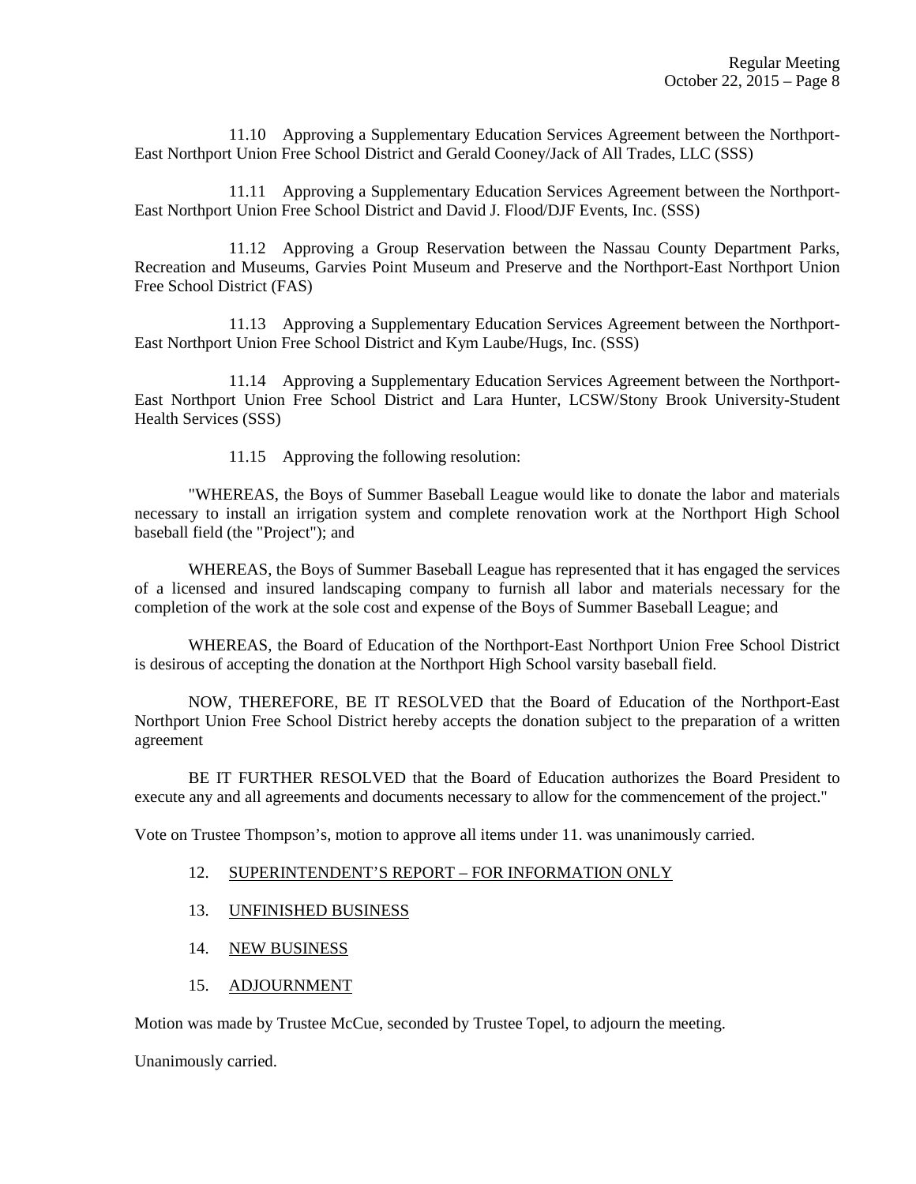11.10 Approving a Supplementary Education Services Agreement between the Northport-East Northport Union Free School District and Gerald Cooney/Jack of All Trades, LLC (SSS)

11.11 Approving a Supplementary Education Services Agreement between the Northport-East Northport Union Free School District and David J. Flood/DJF Events, Inc. (SSS)

11.12 Approving a Group Reservation between the Nassau County Department Parks, Recreation and Museums, Garvies Point Museum and Preserve and the Northport-East Northport Union Free School District (FAS)

11.13 Approving a Supplementary Education Services Agreement between the Northport-East Northport Union Free School District and Kym Laube/Hugs, Inc. (SSS)

11.14 Approving a Supplementary Education Services Agreement between the Northport-East Northport Union Free School District and Lara Hunter, LCSW/Stony Brook University-Student Health Services (SSS)

11.15 Approving the following resolution:

"WHEREAS, the Boys of Summer Baseball League would like to donate the labor and materials necessary to install an irrigation system and complete renovation work at the Northport High School baseball field (the "Project"); and

WHEREAS, the Boys of Summer Baseball League has represented that it has engaged the services of a licensed and insured landscaping company to furnish all labor and materials necessary for the completion of the work at the sole cost and expense of the Boys of Summer Baseball League; and

WHEREAS, the Board of Education of the Northport-East Northport Union Free School District is desirous of accepting the donation at the Northport High School varsity baseball field.

NOW, THEREFORE, BE IT RESOLVED that the Board of Education of the Northport-East Northport Union Free School District hereby accepts the donation subject to the preparation of a written agreement

BE IT FURTHER RESOLVED that the Board of Education authorizes the Board President to execute any and all agreements and documents necessary to allow for the commencement of the project."

Vote on Trustee Thompson's, motion to approve all items under 11. was unanimously carried.

12. SUPERINTENDENT'S REPORT – FOR INFORMATION ONLY

13. UNFINISHED BUSINESS

14. NEW BUSINESS

15. ADJOURNMENT

Motion was made by Trustee McCue, seconded by Trustee Topel, to adjourn the meeting.

Unanimously carried.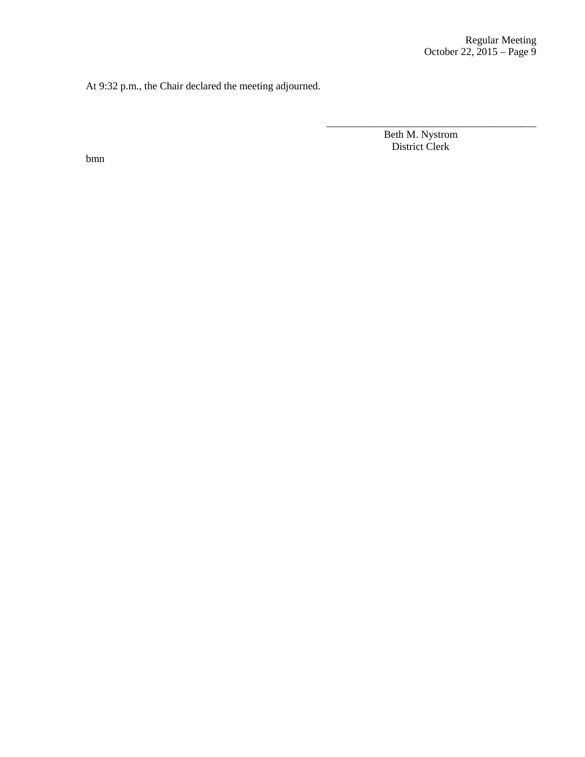At 9:32 p.m., the Chair declared the meeting adjourned.

\_\_\_\_\_\_\_\_\_\_\_\_\_\_\_\_\_\_\_\_\_\_\_\_\_\_\_\_\_\_\_\_\_\_\_\_\_\_\_\_

Beth M. Nystrom
District Clerk

bmn